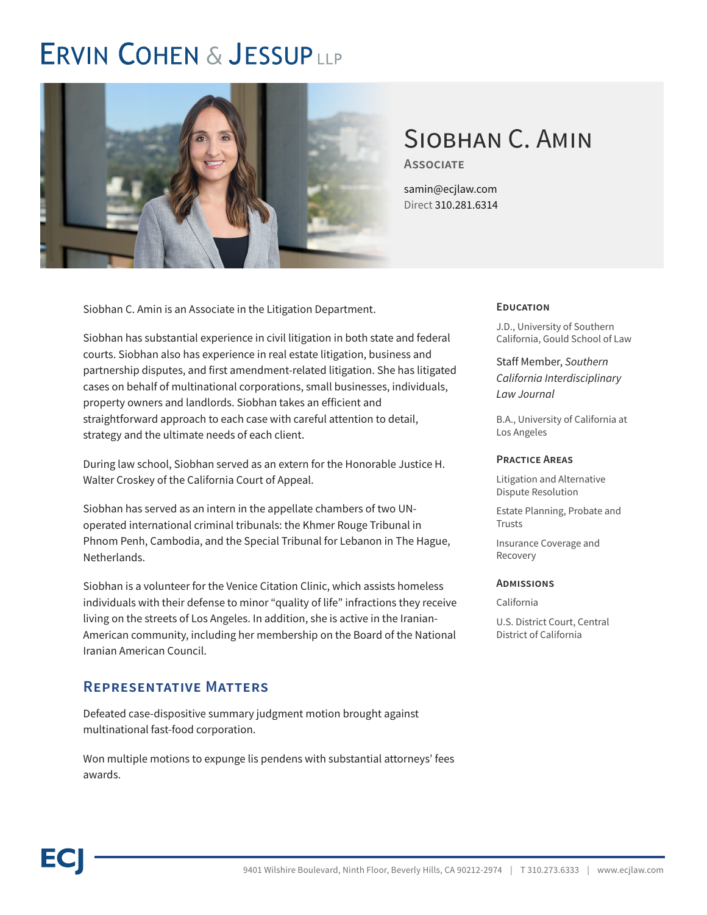# Ervin Cohen & Jessup LLP

## Siobhan C. Amin

**Associate**

samin@ecjlaw.com
Direct 310.281.6314

Siobhan C. Amin is an Associate in the Litigation Department.

Siobhan has substantial experience in civil litigation in both state and federal courts. Siobhan also has experience in real estate litigation, business and partnership disputes, and first amendment-related litigation. She has litigated cases on behalf of multinational corporations, small businesses, individuals, property owners and landlords. Siobhan takes an efficient and straightforward approach to each case with careful attention to detail, strategy and the ultimate needs of each client.

During law school, Siobhan served as an extern for the Honorable Justice H. Walter Croskey of the California Court of Appeal.

Siobhan has served as an intern in the appellate chambers of two UN-operated international criminal tribunals: the Khmer Rouge Tribunal in Phnom Penh, Cambodia, and the Special Tribunal for Lebanon in The Hague, Netherlands.

Siobhan is a volunteer for the Venice Citation Clinic, which assists homeless individuals with their defense to minor "quality of life" infractions they receive living on the streets of Los Angeles. In addition, she is active in the Iranian-American community, including her membership on the Board of the National Iranian American Council.

### Representative Matters

Defeated case-dispositive summary judgment motion brought against multinational fast-food corporation.

Won multiple motions to expunge lis pendens with substantial attorneys' fees awards.

### Education

J.D., University of Southern California, Gould School of Law

Staff Member, *Southern California Interdisciplinary Law Journal*

B.A., University of California at Los Angeles

### Practice Areas

Litigation and Alternative Dispute Resolution

Estate Planning, Probate and Trusts

Insurance Coverage and Recovery

### Admissions

California

U.S. District Court, Central District of California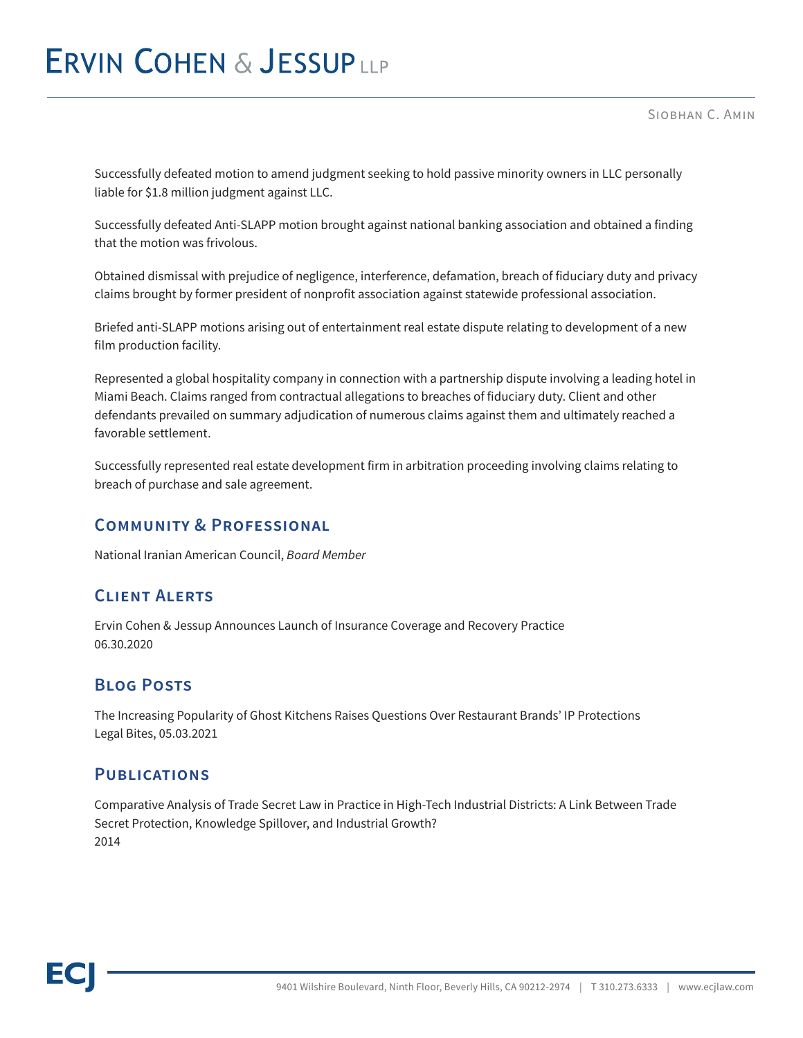Successfully defeated motion to amend judgment seeking to hold passive minority owners in LLC personally liable for $1.8 million judgment against LLC.

Successfully defeated Anti-SLAPP motion brought against national banking association and obtained a finding that the motion was frivolous.

Obtained dismissal with prejudice of negligence, interference, defamation, breach of fiduciary duty and privacy claims brought by former president of nonprofit association against statewide professional association.

Briefed anti-SLAPP motions arising out of entertainment real estate dispute relating to development of a new film production facility.

Represented a global hospitality company in connection with a partnership dispute involving a leading hotel in Miami Beach. Claims ranged from contractual allegations to breaches of fiduciary duty. Client and other defendants prevailed on summary adjudication of numerous claims against them and ultimately reached a favorable settlement.

Successfully represented real estate development firm in arbitration proceeding involving claims relating to breach of purchase and sale agreement.

## Community & Professional

National Iranian American Council, *Board Member*

## Client Alerts

Ervin Cohen & Jessup Announces Launch of Insurance Coverage and Recovery Practice
06.30.2020

## Blog Posts

The Increasing Popularity of Ghost Kitchens Raises Questions Over Restaurant Brands' IP Protections
Legal Bites, 05.03.2021

## Publications

Comparative Analysis of Trade Secret Law in Practice in High-Tech Industrial Districts: A Link Between Trade Secret Protection, Knowledge Spillover, and Industrial Growth?
2014